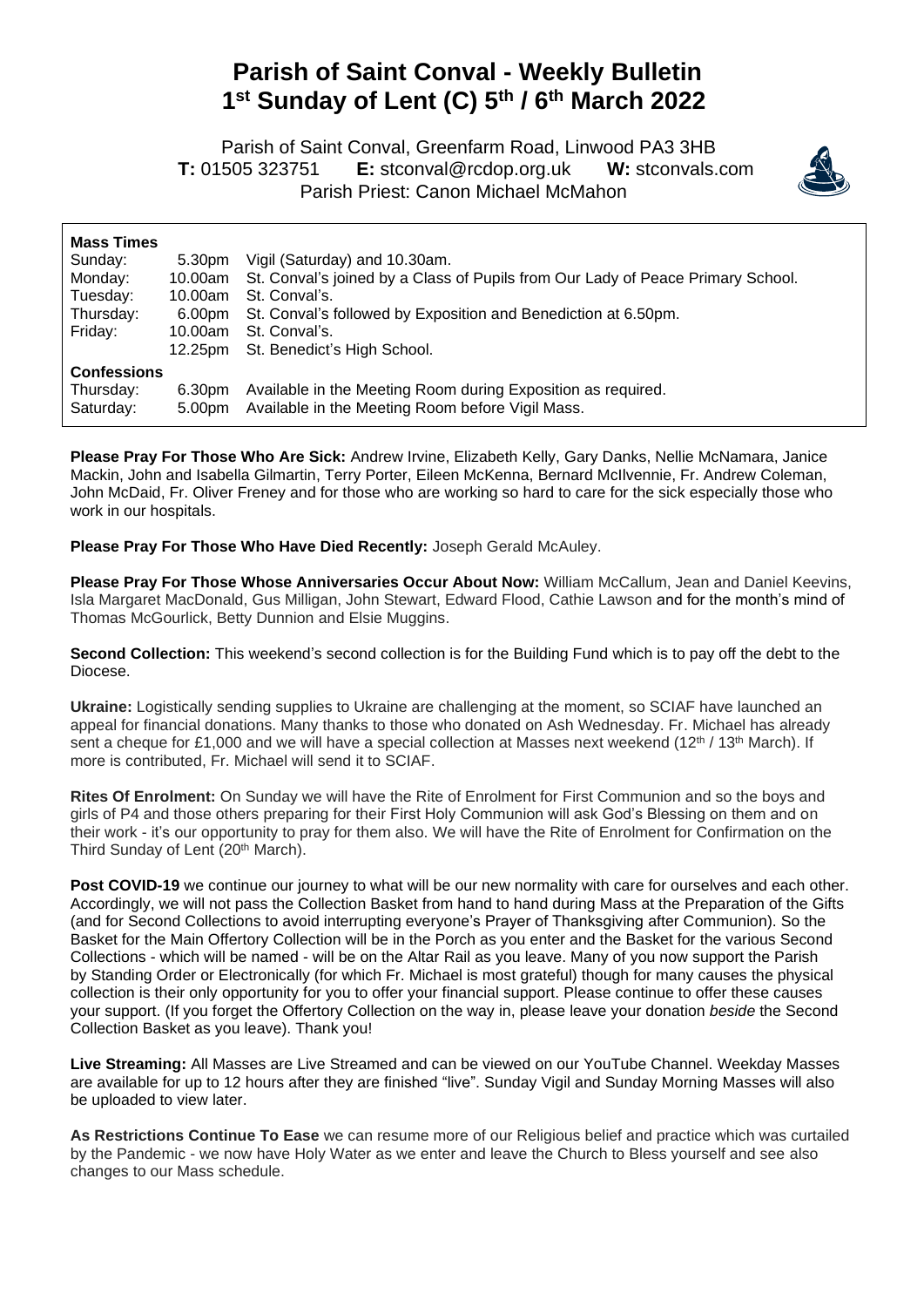# Parish of Saint Conval - Weekly Bulletin
# 1st Sunday of Lent (C) 5th / 6th March 2022

Parish of Saint Conval, Greenfarm Road, Linwood PA3 3HB
**T:** 01505 323751 **E:** stconval@rcdop.org.uk **W:** stconvals.com
Parish Priest: Canon Michael McMahon

**Mass Times**

| | | |
|---|---|---|
| Sunday: | 5.30pm | Vigil (Saturday) and 10.30am. |
| Monday: | 10.00am | St. Conval's joined by a Class of Pupils from Our Lady of Peace Primary School. |
| Tuesday: | 10.00am | St. Conval's. |
| Thursday: | 6.00pm | St. Conval's followed by Exposition and Benediction at 6.50pm. |
| Friday: | 10.00am | St. Conval's. |
| | 12.25pm | St. Benedict's High School. |

**Confessions**

| | | |
|---|---|---|
| Thursday: | 6.30pm | Available in the Meeting Room during Exposition as required. |
| Saturday: | 5.00pm | Available in the Meeting Room before Vigil Mass. |

**Please Pray For Those Who Are Sick:** Andrew Irvine, Elizabeth Kelly, Gary Danks, Nellie McNamara, Janice Mackin, John and Isabella Gilmartin, Terry Porter, Eileen McKenna, Bernard McIlvennie, Fr. Andrew Coleman, John McDaid, Fr. Oliver Freney and for those who are working so hard to care for the sick especially those who work in our hospitals.

**Please Pray For Those Who Have Died Recently:** Joseph Gerald McAuley.

**Please Pray For Those Whose Anniversaries Occur About Now:** William McCallum, Jean and Daniel Keevins, Isla Margaret MacDonald, Gus Milligan, John Stewart, Edward Flood, Cathie Lawson and for the month's mind of Thomas McGourlick, Betty Dunnion and Elsie Muggins.

**Second Collection:** This weekend's second collection is for the Building Fund which is to pay off the debt to the Diocese.

**Ukraine:** Logistically sending supplies to Ukraine are challenging at the moment, so SCIAF have launched an appeal for financial donations. Many thanks to those who donated on Ash Wednesday. Fr. Michael has already sent a cheque for £1,000 and we will have a special collection at Masses next weekend (12th / 13th March). If more is contributed, Fr. Michael will send it to SCIAF.

**Rites Of Enrolment:** On Sunday we will have the Rite of Enrolment for First Communion and so the boys and girls of P4 and those others preparing for their First Holy Communion will ask God's Blessing on them and on their work - it's our opportunity to pray for them also. We will have the Rite of Enrolment for Confirmation on the Third Sunday of Lent (20th March).

**Post COVID-19** we continue our journey to what will be our new normality with care for ourselves and each other. Accordingly, we will not pass the Collection Basket from hand to hand during Mass at the Preparation of the Gifts (and for Second Collections to avoid interrupting everyone's Prayer of Thanksgiving after Communion). So the Basket for the Main Offertory Collection will be in the Porch as you enter and the Basket for the various Second Collections - which will be named - will be on the Altar Rail as you leave. Many of you now support the Parish by Standing Order or Electronically (for which Fr. Michael is most grateful) though for many causes the physical collection is their only opportunity for you to offer your financial support. Please continue to offer these causes your support. (If you forget the Offertory Collection on the way in, please leave your donation *beside* the Second Collection Basket as you leave). Thank you!

**Live Streaming:** All Masses are Live Streamed and can be viewed on our YouTube Channel. Weekday Masses are available for up to 12 hours after they are finished "live". Sunday Vigil and Sunday Morning Masses will also be uploaded to view later.

**As Restrictions Continue To Ease** we can resume more of our Religious belief and practice which was curtailed by the Pandemic - we now have Holy Water as we enter and leave the Church to Bless yourself and see also changes to our Mass schedule.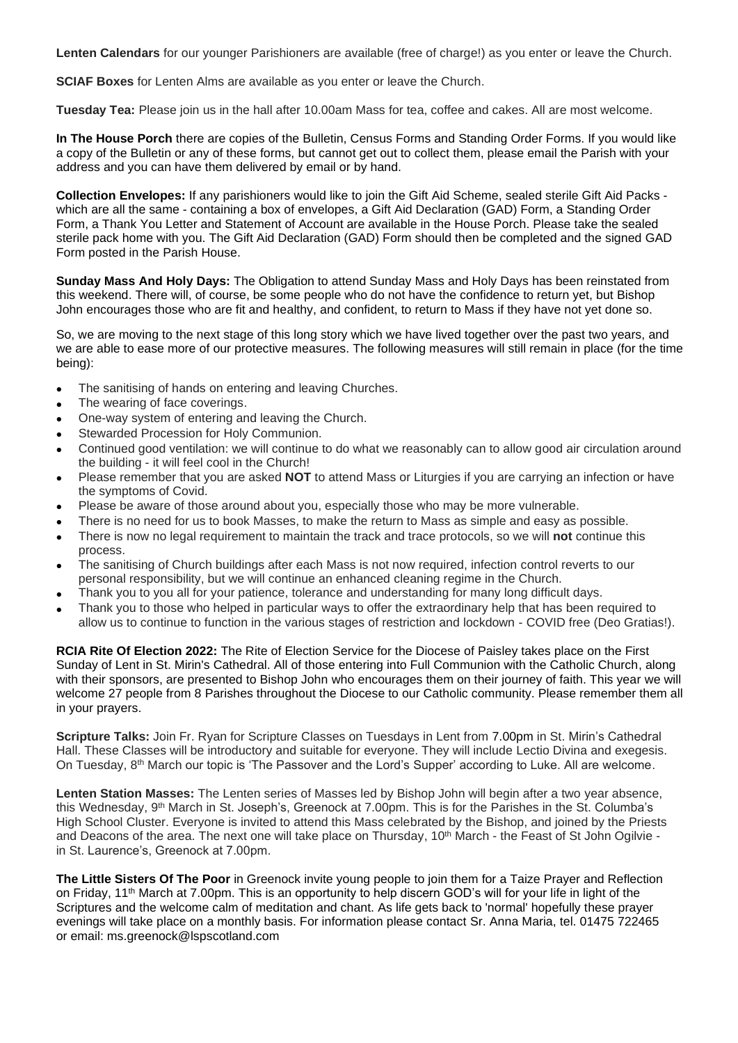**Lenten Calendars** for our younger Parishioners are available (free of charge!) as you enter or leave the Church.

**SCIAF Boxes** for Lenten Alms are available as you enter or leave the Church.

**Tuesday Tea:** Please join us in the hall after 10.00am Mass for tea, coffee and cakes. All are most welcome.

**In The House Porch** there are copies of the Bulletin, Census Forms and Standing Order Forms. If you would like a copy of the Bulletin or any of these forms, but cannot get out to collect them, please email the Parish with your address and you can have them delivered by email or by hand.

**Collection Envelopes:** If any parishioners would like to join the Gift Aid Scheme, sealed sterile Gift Aid Packs - which are all the same - containing a box of envelopes, a Gift Aid Declaration (GAD) Form, a Standing Order Form, a Thank You Letter and Statement of Account are available in the House Porch. Please take the sealed sterile pack home with you. The Gift Aid Declaration (GAD) Form should then be completed and the signed GAD Form posted in the Parish House.

**Sunday Mass And Holy Days:** The Obligation to attend Sunday Mass and Holy Days has been reinstated from this weekend. There will, of course, be some people who do not have the confidence to return yet, but Bishop John encourages those who are fit and healthy, and confident, to return to Mass if they have not yet done so.

So, we are moving to the next stage of this long story which we have lived together over the past two years, and we are able to ease more of our protective measures. The following measures will still remain in place (for the time being):

- The sanitising of hands on entering and leaving Churches.
- The wearing of face coverings.
- One-way system of entering and leaving the Church.
- Stewarded Procession for Holy Communion.
- Continued good ventilation: we will continue to do what we reasonably can to allow good air circulation around the building - it will feel cool in the Church!
- Please remember that you are asked **NOT** to attend Mass or Liturgies if you are carrying an infection or have the symptoms of Covid.
- Please be aware of those around about you, especially those who may be more vulnerable.
- There is no need for us to book Masses, to make the return to Mass as simple and easy as possible.
- There is now no legal requirement to maintain the track and trace protocols, so we will **not** continue this process.
- The sanitising of Church buildings after each Mass is not now required, infection control reverts to our personal responsibility, but we will continue an enhanced cleaning regime in the Church.
- Thank you to you all for your patience, tolerance and understanding for many long difficult days.
- Thank you to those who helped in particular ways to offer the extraordinary help that has been required to allow us to continue to function in the various stages of restriction and lockdown - COVID free (Deo Gratias!).

**RCIA Rite Of Election 2022:** The Rite of Election Service for the Diocese of Paisley takes place on the First Sunday of Lent in St. Mirin's Cathedral. All of those entering into Full Communion with the Catholic Church, along with their sponsors, are presented to Bishop John who encourages them on their journey of faith. This year we will welcome 27 people from 8 Parishes throughout the Diocese to our Catholic community. Please remember them all in your prayers.

**Scripture Talks:** Join Fr. Ryan for Scripture Classes on Tuesdays in Lent from 7.00pm in St. Mirin's Cathedral Hall. These Classes will be introductory and suitable for everyone. They will include Lectio Divina and exegesis. On Tuesday, 8th March our topic is 'The Passover and the Lord's Supper' according to Luke. All are welcome.

**Lenten Station Masses:** The Lenten series of Masses led by Bishop John will begin after a two year absence, this Wednesday, 9th March in St. Joseph's, Greenock at 7.00pm. This is for the Parishes in the St. Columba's High School Cluster. Everyone is invited to attend this Mass celebrated by the Bishop, and joined by the Priests and Deacons of the area. The next one will take place on Thursday, 10th March - the Feast of St John Ogilvie - in St. Laurence's, Greenock at 7.00pm.

**The Little Sisters Of The Poor** in Greenock invite young people to join them for a Taize Prayer and Reflection on Friday, 11th March at 7.00pm. This is an opportunity to help discern GOD's will for your life in light of the Scriptures and the welcome calm of meditation and chant. As life gets back to 'normal' hopefully these prayer evenings will take place on a monthly basis. For information please contact Sr. Anna Maria, tel. 01475 722465 or email: ms.greenock@lspscotland.com